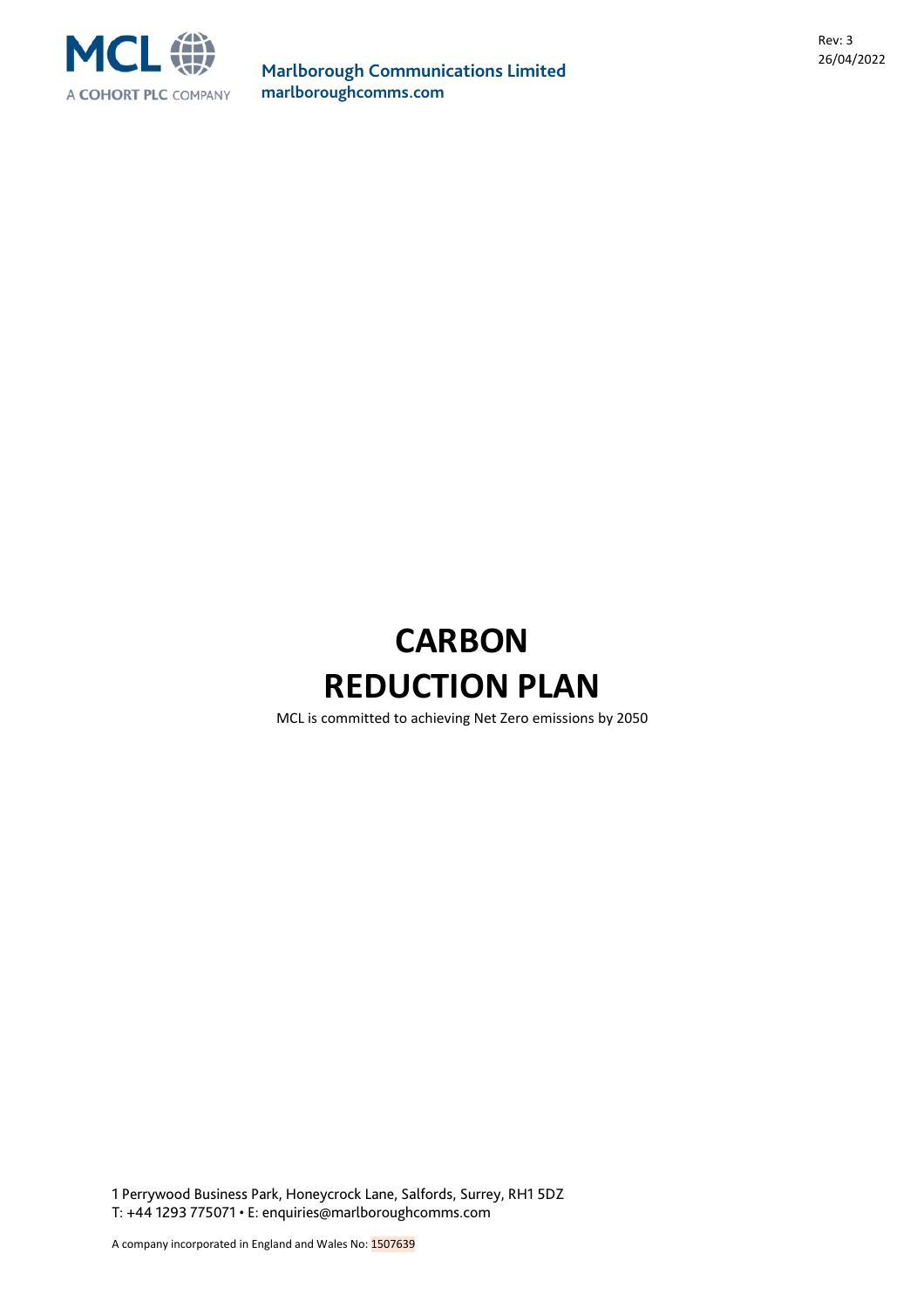MCL A COHORT PLC COMPANY

**Marlborough Communications Limited**
**marlboroughcomms.com**

Rev: 3
26/04/2022

# CARBON REDUCTION PLAN

MCL is committed to achieving Net Zero emissions by 2050

1 Perrywood Business Park, Honeycrock Lane, Salfords, Surrey, RH1 5DZ
T: +44 1293 775071 • E: enquiries@marlboroughcomms.com

A company incorporated in England and Wales No: 1507639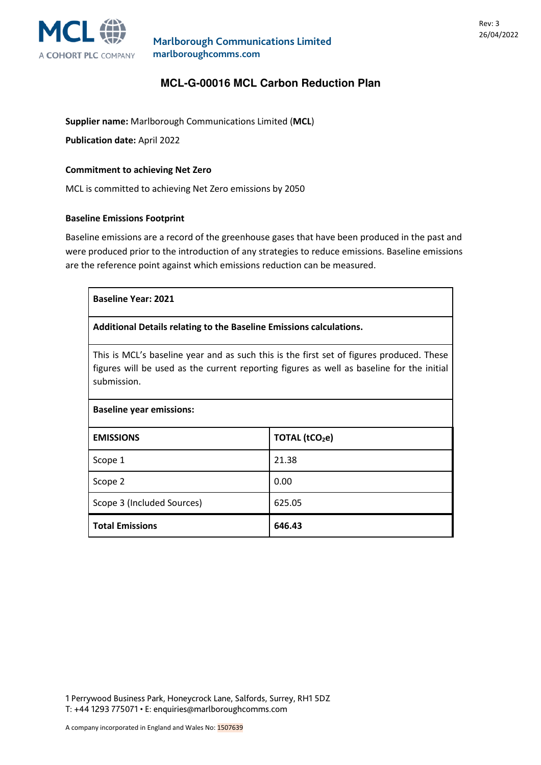# MCL-G-00016 MCL Carbon Reduction Plan

**Supplier name:** Marlborough Communications Limited (**MCL**)

**Publication date:** April 2022

### Commitment to achieving Net Zero

MCL is committed to achieving Net Zero emissions by 2050

### Baseline Emissions Footprint

Baseline emissions are a record of the greenhouse gases that have been produced in the past and were produced prior to the introduction of any strategies to reduce emissions. Baseline emissions are the reference point against which emissions reduction can be measured.

| **Baseline Year: 2021** | |
|---|---|
| **Additional Details relating to the Baseline Emissions calculations.** | |
| This is MCL's baseline year and as such this is the first set of figures produced. These figures will be used as the current reporting figures as well as baseline for the initial submission. | |
| **Baseline year emissions:** | |
| **EMISSIONS** | **TOTAL ($tCO_2e$)** |
| Scope 1 | 21.38 |
| Scope 2 | 0.00 |
| Scope 3 (Included Sources) | 625.05 |
| **Total Emissions** | **646.43** |

1 Perrywood Business Park, Honeycrock Lane, Salfords, Surrey, RH1 5DZ
T: +44 1293 775071 • E: enquiries@marlboroughcomms.com

A company incorporated in England and Wales No: 1507639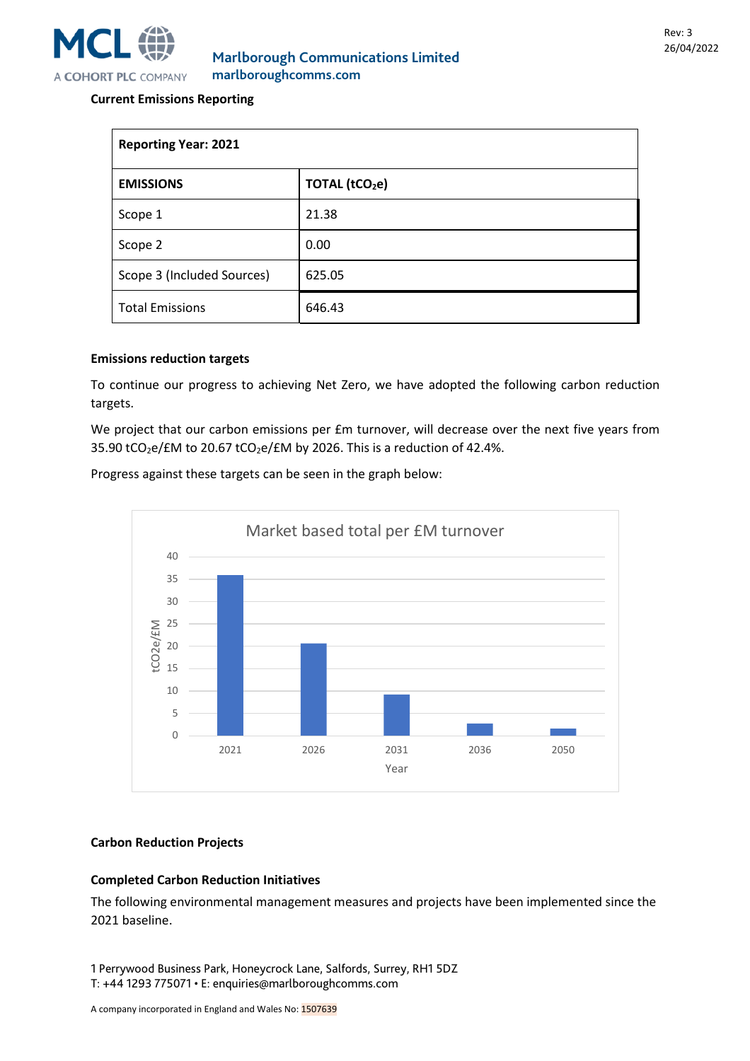**Current Emissions Reporting**

| Reporting Year: 2021 | |
|---|---|
| **EMISSIONS** | **TOTAL ($tCO_2e$)** |
| Scope 1 | 21.38 |
| Scope 2 | 0.00 |
| Scope 3 (Included Sources) | 625.05 |
| Total Emissions | 646.43 |

**Emissions reduction targets**

To continue our progress to achieving Net Zero, we have adopted the following carbon reduction targets.

We project that our carbon emissions per £m turnover, will decrease over the next five years from 35.90 $tCO_2e$/£M to 20.67 $tCO_2e$/£M by 2026. This is a reduction of 42.4%.

Progress against these targets can be seen in the graph below:

Market based total per £M turnover

| Year | tCO2e/£M (approx.) |
|---|---|
| 2021 | 35.90 |
| 2026 | 20.67 |
| 2031 | ~9 |
| 2036 | ~2.5 |
| 2050 | ~1.5 |

**Carbon Reduction Projects**

**Completed Carbon Reduction Initiatives**

The following environmental management measures and projects have been implemented since the 2021 baseline.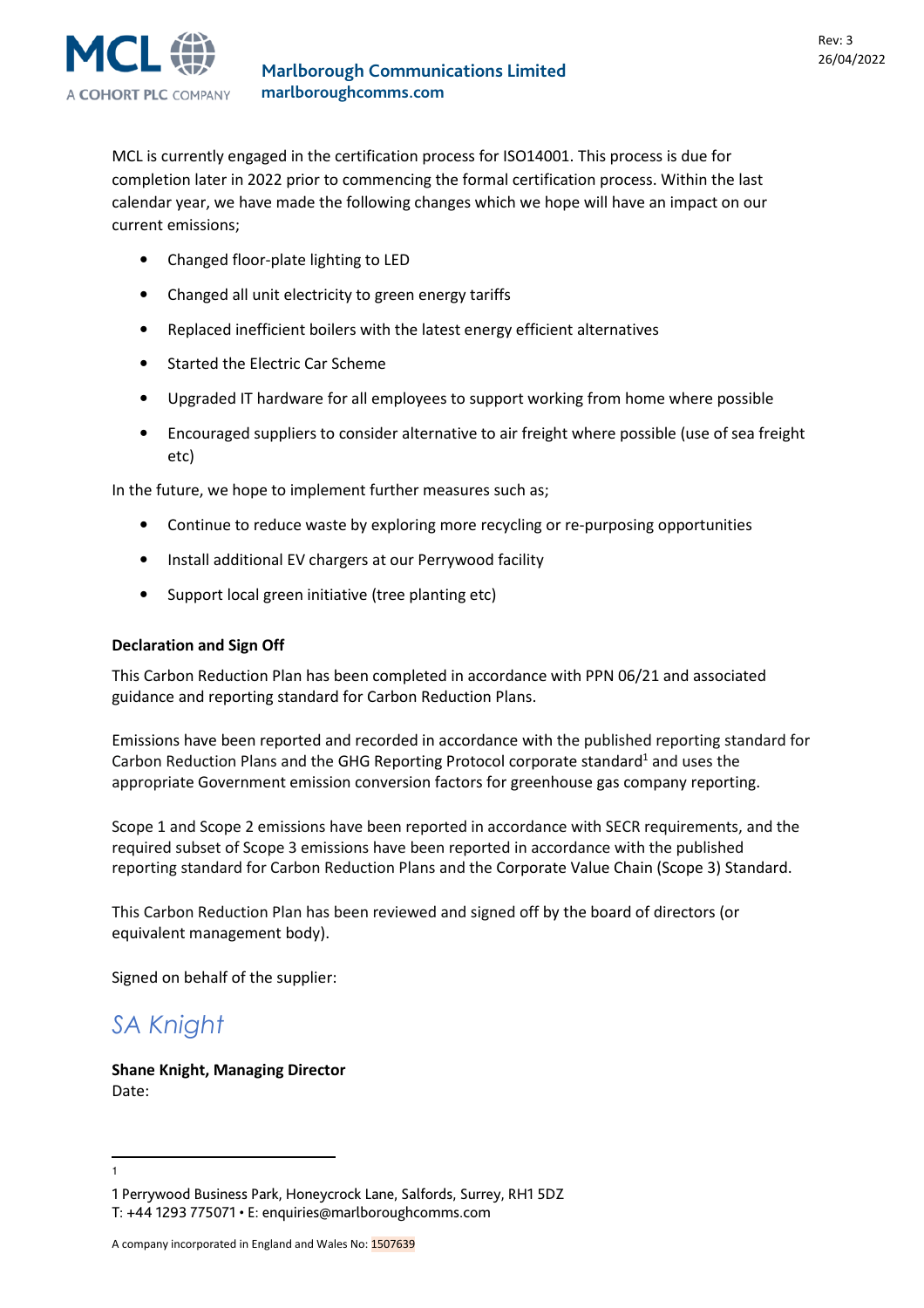MCL is currently engaged in the certification process for ISO14001. This process is due for completion later in 2022 prior to commencing the formal certification process. Within the last calendar year, we have made the following changes which we hope will have an impact on our current emissions;

- Changed floor-plate lighting to LED
- Changed all unit electricity to green energy tariffs
- Replaced inefficient boilers with the latest energy efficient alternatives
- Started the Electric Car Scheme
- Upgraded IT hardware for all employees to support working from home where possible
- Encouraged suppliers to consider alternative to air freight where possible (use of sea freight etc)

In the future, we hope to implement further measures such as;

- Continue to reduce waste by exploring more recycling or re-purposing opportunities
- Install additional EV chargers at our Perrywood facility
- Support local green initiative (tree planting etc)

**Declaration and Sign Off**

This Carbon Reduction Plan has been completed in accordance with PPN 06/21 and associated guidance and reporting standard for Carbon Reduction Plans.

Emissions have been reported and recorded in accordance with the published reporting standard for Carbon Reduction Plans and the GHG Reporting Protocol corporate standard[1] and uses the appropriate Government emission conversion factors for greenhouse gas company reporting.

Scope 1 and Scope 2 emissions have been reported in accordance with SECR requirements, and the required subset of Scope 3 emissions have been reported in accordance with the published reporting standard for Carbon Reduction Plans and the Corporate Value Chain (Scope 3) Standard.

This Carbon Reduction Plan has been reviewed and signed off by the board of directors (or equivalent management body).

Signed on behalf of the supplier:

*SA Knight*

**Shane Knight, Managing Director**
Date:

---

1

1 Perrywood Business Park, Honeycrock Lane, Salfords, Surrey, RH1 5DZ
T: +44 1293 775071 • E: enquiries@marlboroughcomms.com

A company incorporated in England and Wales No: 1507639